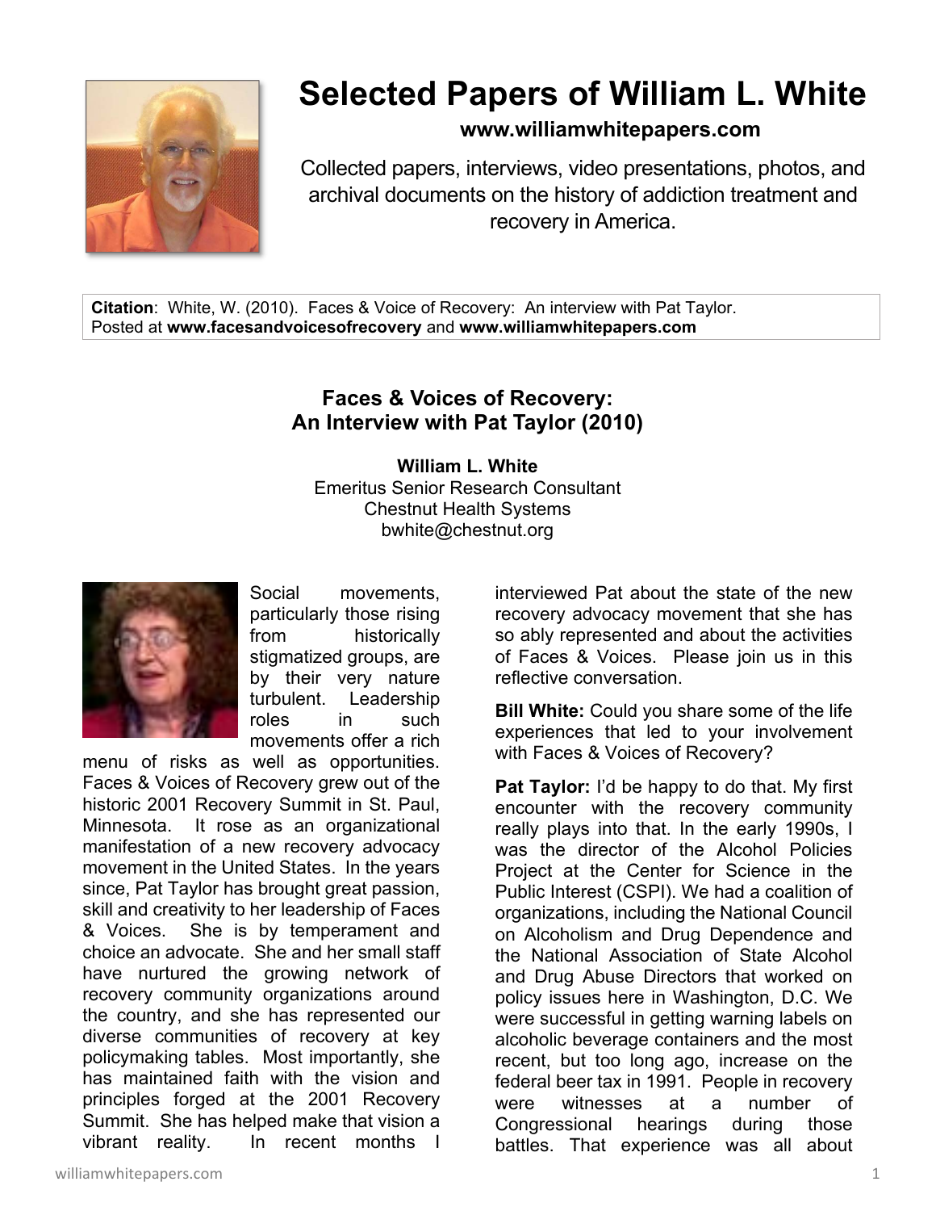# Selected Papers of William L. White

**www.williamwhitepapers.com**

Collected papers, interviews, video presentations, photos, and archival documents on the history of addiction treatment and recovery in America.

**Citation**: White, W. (2010). Faces & Voice of Recovery: An interview with Pat Taylor. Posted at **www.facesandvoicesofrecovery** and **www.williamwhitepapers.com**

## Faces & Voices of Recovery: An Interview with Pat Taylor (2010)

**William L. White**
Emeritus Senior Research Consultant
Chestnut Health Systems
bwhite@chestnut.org

Social movements, particularly those rising from historically stigmatized groups, are by their very nature turbulent. Leadership roles in such movements offer a rich menu of risks as well as opportunities. Faces & Voices of Recovery grew out of the historic 2001 Recovery Summit in St. Paul, Minnesota. It rose as an organizational manifestation of a new recovery advocacy movement in the United States. In the years since, Pat Taylor has brought great passion, skill and creativity to her leadership of Faces & Voices. She is by temperament and choice an advocate. She and her small staff have nurtured the growing network of recovery community organizations around the country, and she has represented our diverse communities of recovery at key policymaking tables. Most importantly, she has maintained faith with the vision and principles forged at the 2001 Recovery Summit. She has helped make that vision a vibrant reality. In recent months I interviewed Pat about the state of the new recovery advocacy movement that she has so ably represented and about the activities of Faces & Voices. Please join us in this reflective conversation.

**Bill White:** Could you share some of the life experiences that led to your involvement with Faces & Voices of Recovery?

**Pat Taylor:** I'd be happy to do that. My first encounter with the recovery community really plays into that. In the early 1990s, I was the director of the Alcohol Policies Project at the Center for Science in the Public Interest (CSPI). We had a coalition of organizations, including the National Council on Alcoholism and Drug Dependence and the National Association of State Alcohol and Drug Abuse Directors that worked on policy issues here in Washington, D.C. We were successful in getting warning labels on alcoholic beverage containers and the most recent, but too long ago, increase on the federal beer tax in 1991. People in recovery were witnesses at a number of Congressional hearings during those battles. That experience was all about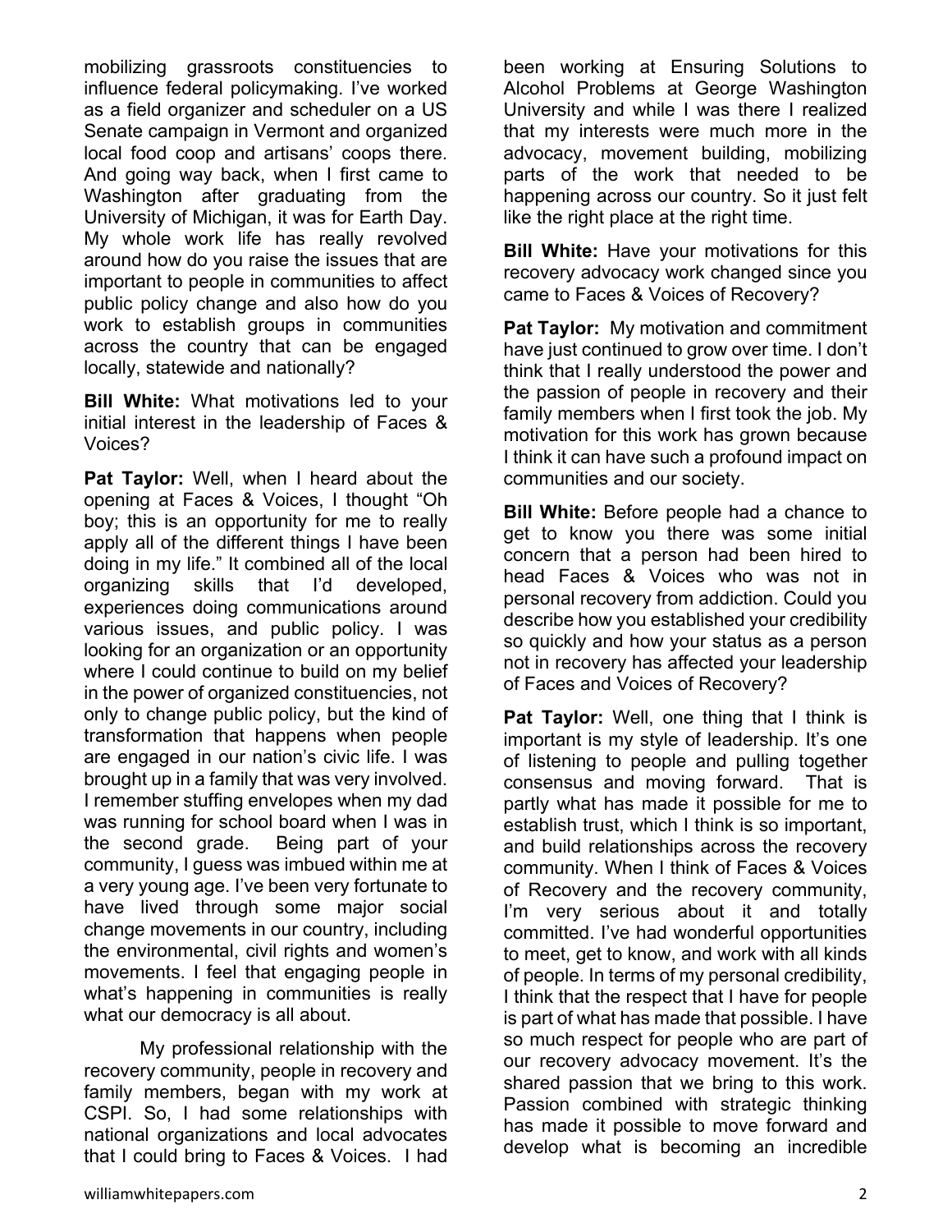mobilizing grassroots constituencies to influence federal policymaking. I've worked as a field organizer and scheduler on a US Senate campaign in Vermont and organized local food coop and artisans' coops there. And going way back, when I first came to Washington after graduating from the University of Michigan, it was for Earth Day. My whole work life has really revolved around how do you raise the issues that are important to people in communities to affect public policy change and also how do you work to establish groups in communities across the country that can be engaged locally, statewide and nationally?

**Bill White:** What motivations led to your initial interest in the leadership of Faces & Voices?

**Pat Taylor:** Well, when I heard about the opening at Faces & Voices, I thought "Oh boy; this is an opportunity for me to really apply all of the different things I have been doing in my life." It combined all of the local organizing skills that I'd developed, experiences doing communications around various issues, and public policy. I was looking for an organization or an opportunity where I could continue to build on my belief in the power of organized constituencies, not only to change public policy, but the kind of transformation that happens when people are engaged in our nation's civic life. I was brought up in a family that was very involved. I remember stuffing envelopes when my dad was running for school board when I was in the second grade. Being part of your community, I guess was imbued within me at a very young age. I've been very fortunate to have lived through some major social change movements in our country, including the environmental, civil rights and women's movements. I feel that engaging people in what's happening in communities is really what our democracy is all about.

My professional relationship with the recovery community, people in recovery and family members, began with my work at CSPI. So, I had some relationships with national organizations and local advocates that I could bring to Faces & Voices. I had been working at Ensuring Solutions to Alcohol Problems at George Washington University and while I was there I realized that my interests were much more in the advocacy, movement building, mobilizing parts of the work that needed to be happening across our country. So it just felt like the right place at the right time.

**Bill White:** Have your motivations for this recovery advocacy work changed since you came to Faces & Voices of Recovery?

**Pat Taylor:** My motivation and commitment have just continued to grow over time. I don't think that I really understood the power and the passion of people in recovery and their family members when I first took the job. My motivation for this work has grown because I think it can have such a profound impact on communities and our society.

**Bill White:** Before people had a chance to get to know you there was some initial concern that a person had been hired to head Faces & Voices who was not in personal recovery from addiction. Could you describe how you established your credibility so quickly and how your status as a person not in recovery has affected your leadership of Faces and Voices of Recovery?

**Pat Taylor:** Well, one thing that I think is important is my style of leadership. It's one of listening to people and pulling together consensus and moving forward. That is partly what has made it possible for me to establish trust, which I think is so important, and build relationships across the recovery community. When I think of Faces & Voices of Recovery and the recovery community, I'm very serious about it and totally committed. I've had wonderful opportunities to meet, get to know, and work with all kinds of people. In terms of my personal credibility, I think that the respect that I have for people is part of what has made that possible. I have so much respect for people who are part of our recovery advocacy movement. It's the shared passion that we bring to this work. Passion combined with strategic thinking has made it possible to move forward and develop what is becoming an incredible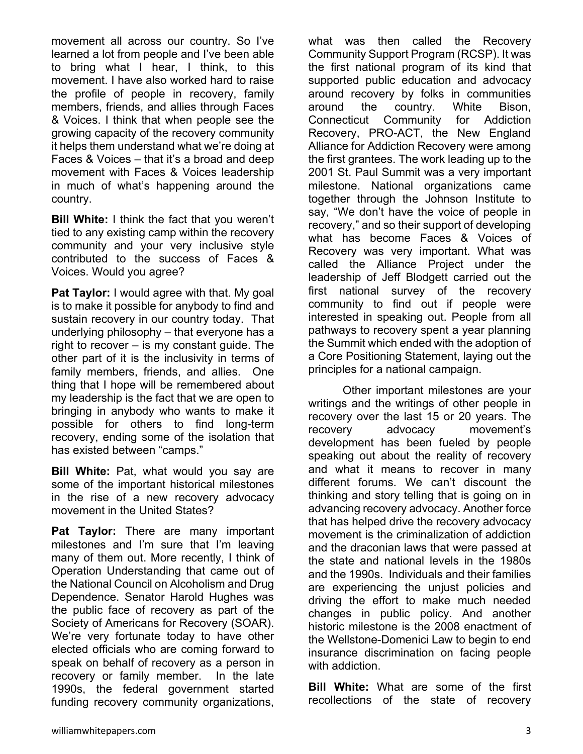movement all across our country. So I've learned a lot from people and I've been able to bring what I hear, I think, to this movement. I have also worked hard to raise the profile of people in recovery, family members, friends, and allies through Faces & Voices. I think that when people see the growing capacity of the recovery community it helps them understand what we're doing at Faces & Voices – that it's a broad and deep movement with Faces & Voices leadership in much of what's happening around the country.

**Bill White:** I think the fact that you weren't tied to any existing camp within the recovery community and your very inclusive style contributed to the success of Faces & Voices. Would you agree?

**Pat Taylor:** I would agree with that. My goal is to make it possible for anybody to find and sustain recovery in our country today. That underlying philosophy – that everyone has a right to recover – is my constant guide. The other part of it is the inclusivity in terms of family members, friends, and allies. One thing that I hope will be remembered about my leadership is the fact that we are open to bringing in anybody who wants to make it possible for others to find long-term recovery, ending some of the isolation that has existed between "camps."

**Bill White:** Pat, what would you say are some of the important historical milestones in the rise of a new recovery advocacy movement in the United States?

**Pat Taylor:** There are many important milestones and I'm sure that I'm leaving many of them out. More recently, I think of Operation Understanding that came out of the National Council on Alcoholism and Drug Dependence. Senator Harold Hughes was the public face of recovery as part of the Society of Americans for Recovery (SOAR). We're very fortunate today to have other elected officials who are coming forward to speak on behalf of recovery as a person in recovery or family member. In the late 1990s, the federal government started funding recovery community organizations, what was then called the Recovery Community Support Program (RCSP). It was the first national program of its kind that supported public education and advocacy around recovery by folks in communities around the country. White Bison, Connecticut Community for Addiction Recovery, PRO-ACT, the New England Alliance for Addiction Recovery were among the first grantees. The work leading up to the 2001 St. Paul Summit was a very important milestone. National organizations came together through the Johnson Institute to say, "We don't have the voice of people in recovery," and so their support of developing what has become Faces & Voices of Recovery was very important. What was called the Alliance Project under the leadership of Jeff Blodgett carried out the first national survey of the recovery community to find out if people were interested in speaking out. People from all pathways to recovery spent a year planning the Summit which ended with the adoption of a Core Positioning Statement, laying out the principles for a national campaign.

Other important milestones are your writings and the writings of other people in recovery over the last 15 or 20 years. The recovery advocacy movement's development has been fueled by people speaking out about the reality of recovery and what it means to recover in many different forums. We can't discount the thinking and story telling that is going on in advancing recovery advocacy. Another force that has helped drive the recovery advocacy movement is the criminalization of addiction and the draconian laws that were passed at the state and national levels in the 1980s and the 1990s. Individuals and their families are experiencing the unjust policies and driving the effort to make much needed changes in public policy. And another historic milestone is the 2008 enactment of the Wellstone-Domenici Law to begin to end insurance discrimination on facing people with addiction.

**Bill White:** What are some of the first recollections of the state of recovery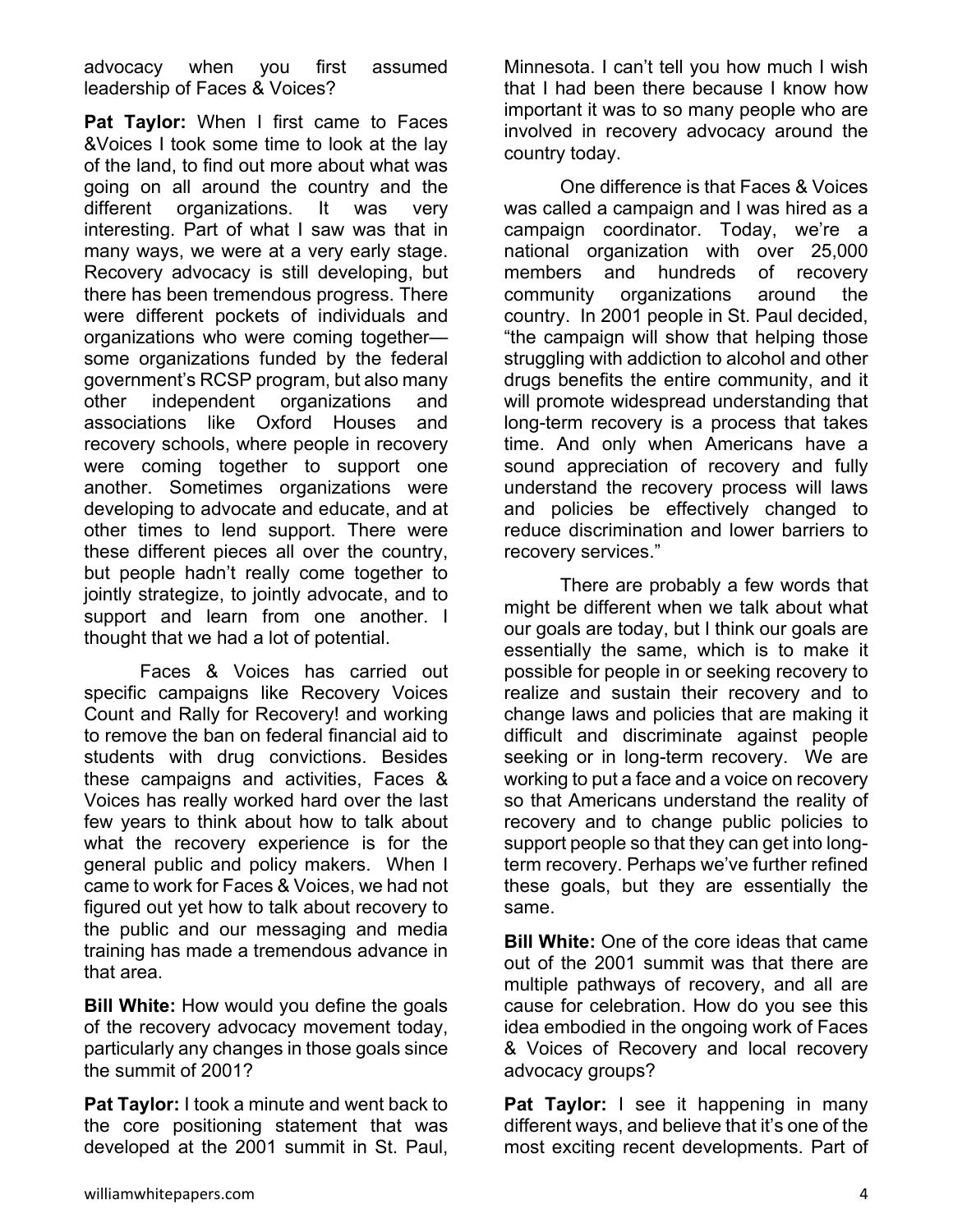advocacy when you first assumed leadership of Faces & Voices?

**Pat Taylor:** When I first came to Faces &Voices I took some time to look at the lay of the land, to find out more about what was going on all around the country and the different organizations. It was very interesting. Part of what I saw was that in many ways, we were at a very early stage. Recovery advocacy is still developing, but there has been tremendous progress. There were different pockets of individuals and organizations who were coming together—some organizations funded by the federal government's RCSP program, but also many other independent organizations and associations like Oxford Houses and recovery schools, where people in recovery were coming together to support one another. Sometimes organizations were developing to advocate and educate, and at other times to lend support. There were these different pieces all over the country, but people hadn't really come together to jointly strategize, to jointly advocate, and to support and learn from one another. I thought that we had a lot of potential.

Faces & Voices has carried out specific campaigns like Recovery Voices Count and Rally for Recovery! and working to remove the ban on federal financial aid to students with drug convictions. Besides these campaigns and activities, Faces & Voices has really worked hard over the last few years to think about how to talk about what the recovery experience is for the general public and policy makers. When I came to work for Faces & Voices, we had not figured out yet how to talk about recovery to the public and our messaging and media training has made a tremendous advance in that area.

**Bill White:** How would you define the goals of the recovery advocacy movement today, particularly any changes in those goals since the summit of 2001?

**Pat Taylor:** I took a minute and went back to the core positioning statement that was developed at the 2001 summit in St. Paul, Minnesota. I can't tell you how much I wish that I had been there because I know how important it was to so many people who are involved in recovery advocacy around the country today.

One difference is that Faces & Voices was called a campaign and I was hired as a campaign coordinator. Today, we're a national organization with over 25,000 members and hundreds of recovery community organizations around the country. In 2001 people in St. Paul decided, "the campaign will show that helping those struggling with addiction to alcohol and other drugs benefits the entire community, and it will promote widespread understanding that long-term recovery is a process that takes time. And only when Americans have a sound appreciation of recovery and fully understand the recovery process will laws and policies be effectively changed to reduce discrimination and lower barriers to recovery services."

There are probably a few words that might be different when we talk about what our goals are today, but I think our goals are essentially the same, which is to make it possible for people in or seeking recovery to realize and sustain their recovery and to change laws and policies that are making it difficult and discriminate against people seeking or in long-term recovery. We are working to put a face and a voice on recovery so that Americans understand the reality of recovery and to change public policies to support people so that they can get into long-term recovery. Perhaps we've further refined these goals, but they are essentially the same.

**Bill White:** One of the core ideas that came out of the 2001 summit was that there are multiple pathways of recovery, and all are cause for celebration. How do you see this idea embodied in the ongoing work of Faces & Voices of Recovery and local recovery advocacy groups?

**Pat Taylor:** I see it happening in many different ways, and believe that it's one of the most exciting recent developments. Part of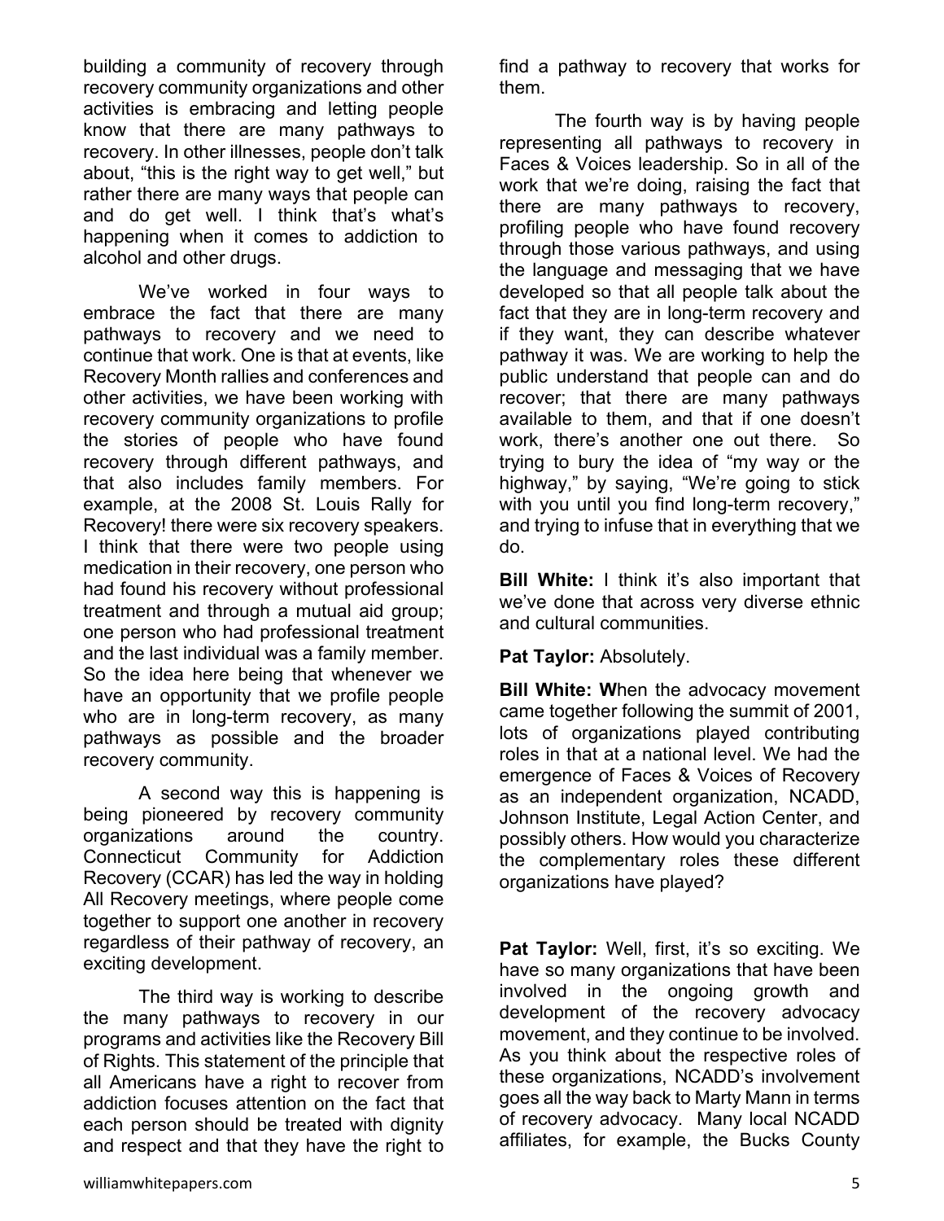building a community of recovery through recovery community organizations and other activities is embracing and letting people know that there are many pathways to recovery. In other illnesses, people don't talk about, "this is the right way to get well," but rather there are many ways that people can and do get well. I think that's what's happening when it comes to addiction to alcohol and other drugs.

We've worked in four ways to embrace the fact that there are many pathways to recovery and we need to continue that work. One is that at events, like Recovery Month rallies and conferences and other activities, we have been working with recovery community organizations to profile the stories of people who have found recovery through different pathways, and that also includes family members. For example, at the 2008 St. Louis Rally for Recovery! there were six recovery speakers. I think that there were two people using medication in their recovery, one person who had found his recovery without professional treatment and through a mutual aid group; one person who had professional treatment and the last individual was a family member. So the idea here being that whenever we have an opportunity that we profile people who are in long-term recovery, as many pathways as possible and the broader recovery community.

A second way this is happening is being pioneered by recovery community organizations around the country. Connecticut Community for Addiction Recovery (CCAR) has led the way in holding All Recovery meetings, where people come together to support one another in recovery regardless of their pathway of recovery, an exciting development.

The third way is working to describe the many pathways to recovery in our programs and activities like the Recovery Bill of Rights. This statement of the principle that all Americans have a right to recover from addiction focuses attention on the fact that each person should be treated with dignity and respect and that they have the right to find a pathway to recovery that works for them.

The fourth way is by having people representing all pathways to recovery in Faces & Voices leadership. So in all of the work that we're doing, raising the fact that there are many pathways to recovery, profiling people who have found recovery through those various pathways, and using the language and messaging that we have developed so that all people talk about the fact that they are in long-term recovery and if they want, they can describe whatever pathway it was. We are working to help the public understand that people can and do recover; that there are many pathways available to them, and that if one doesn't work, there's another one out there. So trying to bury the idea of "my way or the highway," by saying, "We're going to stick with you until you find long-term recovery," and trying to infuse that in everything that we do.

**Bill White:** I think it's also important that we've done that across very diverse ethnic and cultural communities.

**Pat Taylor:** Absolutely.

**Bill White:** When the advocacy movement came together following the summit of 2001, lots of organizations played contributing roles in that at a national level. We had the emergence of Faces & Voices of Recovery as an independent organization, NCADD, Johnson Institute, Legal Action Center, and possibly others. How would you characterize the complementary roles these different organizations have played?

**Pat Taylor:** Well, first, it's so exciting. We have so many organizations that have been involved in the ongoing growth and development of the recovery advocacy movement, and they continue to be involved. As you think about the respective roles of these organizations, NCADD's involvement goes all the way back to Marty Mann in terms of recovery advocacy. Many local NCADD affiliates, for example, the Bucks County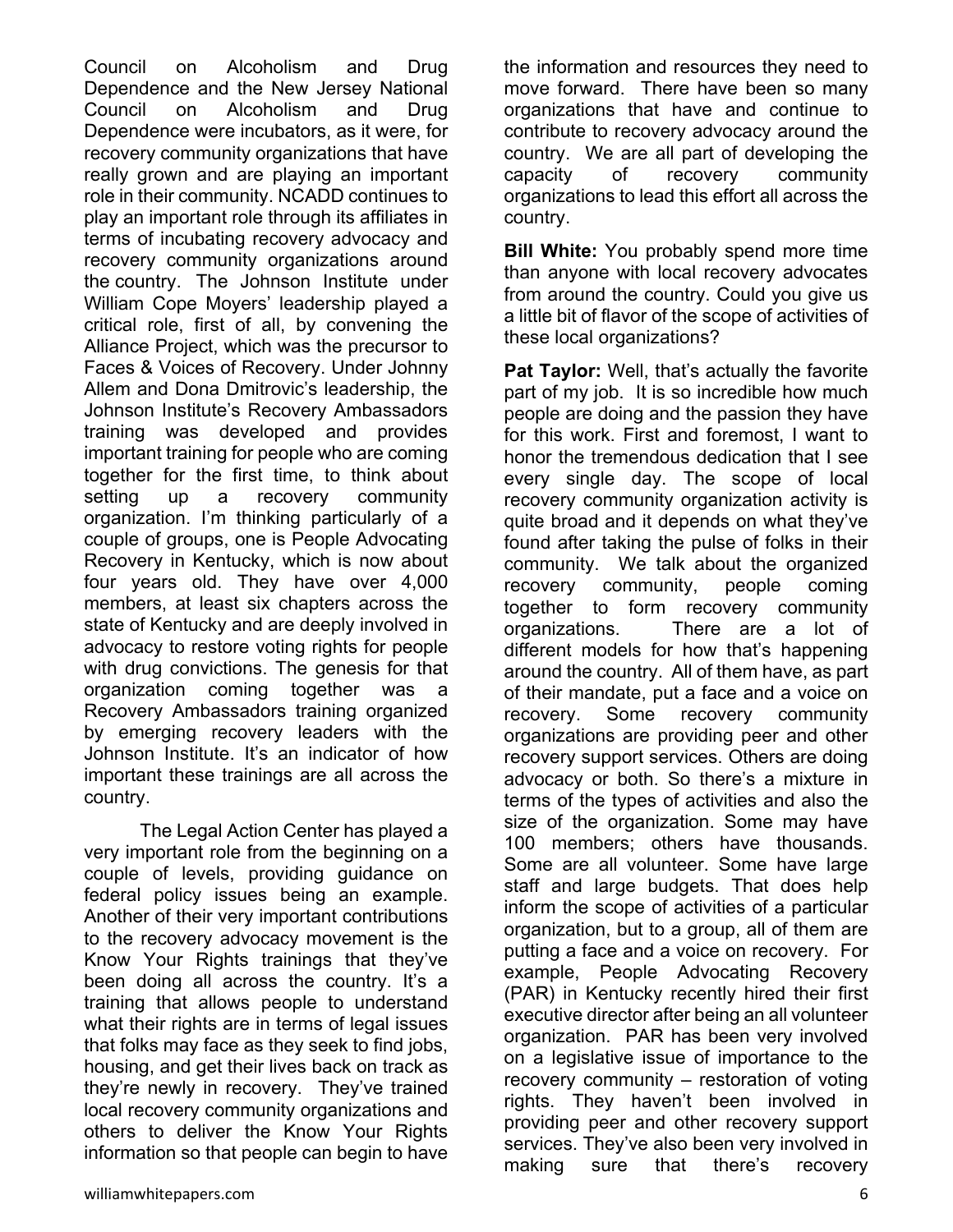Council on Alcoholism and Drug Dependence and the New Jersey National Council on Alcoholism and Drug Dependence were incubators, as it were, for recovery community organizations that have really grown and are playing an important role in their community. NCADD continues to play an important role through its affiliates in terms of incubating recovery advocacy and recovery community organizations around the country. The Johnson Institute under William Cope Moyers' leadership played a critical role, first of all, by convening the Alliance Project, which was the precursor to Faces & Voices of Recovery. Under Johnny Allem and Dona Dmitrovic's leadership, the Johnson Institute's Recovery Ambassadors training was developed and provides important training for people who are coming together for the first time, to think about setting up a recovery community organization. I'm thinking particularly of a couple of groups, one is People Advocating Recovery in Kentucky, which is now about four years old. They have over 4,000 members, at least six chapters across the state of Kentucky and are deeply involved in advocacy to restore voting rights for people with drug convictions. The genesis for that organization coming together was a Recovery Ambassadors training organized by emerging recovery leaders with the Johnson Institute. It's an indicator of how important these trainings are all across the country.

The Legal Action Center has played a very important role from the beginning on a couple of levels, providing guidance on federal policy issues being an example. Another of their very important contributions to the recovery advocacy movement is the Know Your Rights trainings that they've been doing all across the country. It's a training that allows people to understand what their rights are in terms of legal issues that folks may face as they seek to find jobs, housing, and get their lives back on track as they're newly in recovery. They've trained local recovery community organizations and others to deliver the Know Your Rights information so that people can begin to have the information and resources they need to move forward. There have been so many organizations that have and continue to contribute to recovery advocacy around the country. We are all part of developing the capacity of recovery community organizations to lead this effort all across the country.

**Bill White:** You probably spend more time than anyone with local recovery advocates from around the country. Could you give us a little bit of flavor of the scope of activities of these local organizations?

**Pat Taylor:** Well, that's actually the favorite part of my job. It is so incredible how much people are doing and the passion they have for this work. First and foremost, I want to honor the tremendous dedication that I see every single day. The scope of local recovery community organization activity is quite broad and it depends on what they've found after taking the pulse of folks in their community. We talk about the organized recovery community, people coming together to form recovery community organizations. There are a lot of different models for how that's happening around the country. All of them have, as part of their mandate, put a face and a voice on recovery. Some recovery community organizations are providing peer and other recovery support services. Others are doing advocacy or both. So there's a mixture in terms of the types of activities and also the size of the organization. Some may have 100 members; others have thousands. Some are all volunteer. Some have large staff and large budgets. That does help inform the scope of activities of a particular organization, but to a group, all of them are putting a face and a voice on recovery. For example, People Advocating Recovery (PAR) in Kentucky recently hired their first executive director after being an all volunteer organization. PAR has been very involved on a legislative issue of importance to the recovery community – restoration of voting rights. They haven't been involved in providing peer and other recovery support services. They've also been very involved in making sure that there's recovery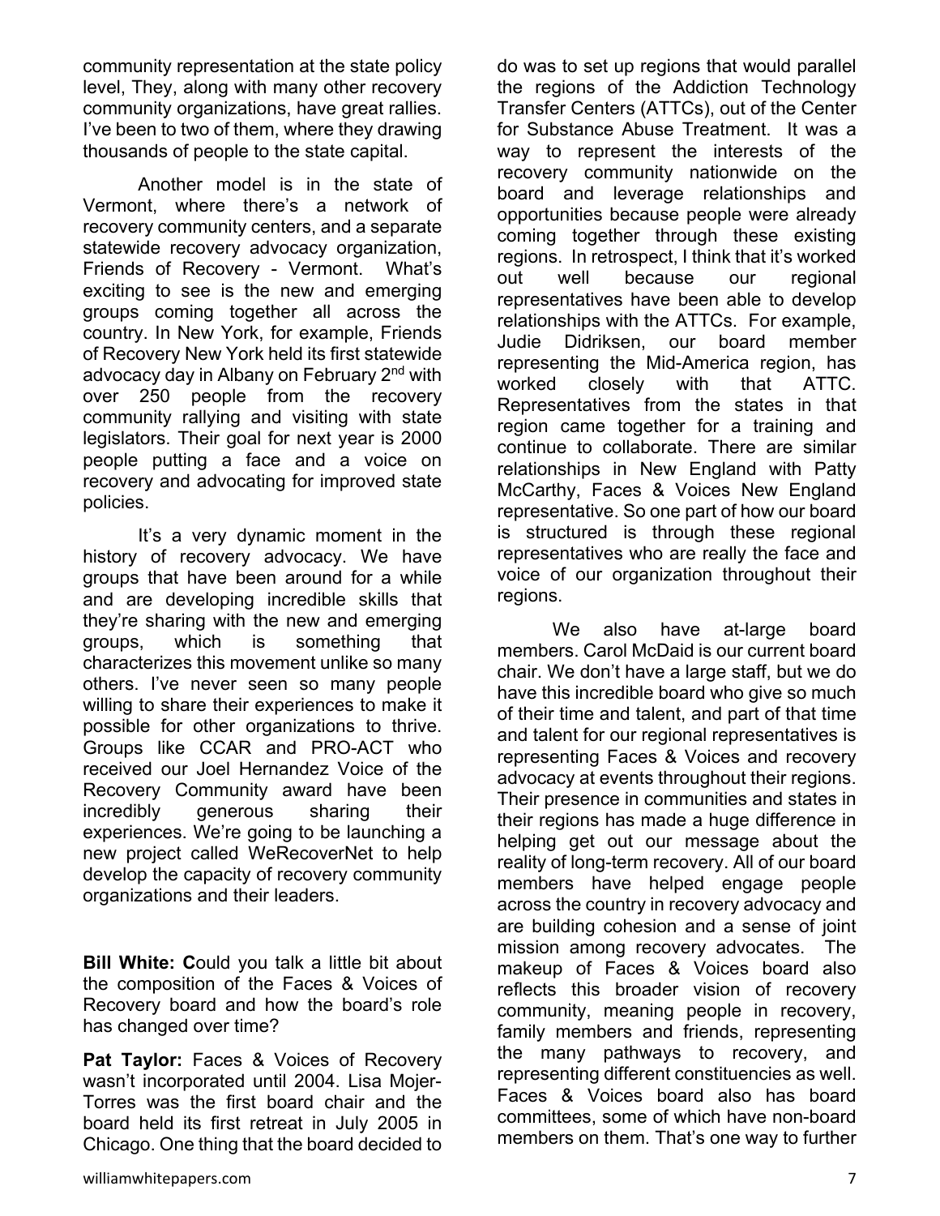community representation at the state policy level, They, along with many other recovery community organizations, have great rallies. I've been to two of them, where they drawing thousands of people to the state capital.

Another model is in the state of Vermont, where there's a network of recovery community centers, and a separate statewide recovery advocacy organization, Friends of Recovery - Vermont. What's exciting to see is the new and emerging groups coming together all across the country. In New York, for example, Friends of Recovery New York held its first statewide advocacy day in Albany on February 2nd with over 250 people from the recovery community rallying and visiting with state legislators. Their goal for next year is 2000 people putting a face and a voice on recovery and advocating for improved state policies.

It's a very dynamic moment in the history of recovery advocacy. We have groups that have been around for a while and are developing incredible skills that they're sharing with the new and emerging groups, which is something that characterizes this movement unlike so many others. I've never seen so many people willing to share their experiences to make it possible for other organizations to thrive. Groups like CCAR and PRO-ACT who received our Joel Hernandez Voice of the Recovery Community award have been incredibly generous sharing their experiences. We're going to be launching a new project called WeRecoverNet to help develop the capacity of recovery community organizations and their leaders.

**Bill White: C**ould you talk a little bit about the composition of the Faces & Voices of Recovery board and how the board's role has changed over time?

**Pat Taylor:** Faces & Voices of Recovery wasn't incorporated until 2004. Lisa Mojer-Torres was the first board chair and the board held its first retreat in July 2005 in Chicago. One thing that the board decided to do was to set up regions that would parallel the regions of the Addiction Technology Transfer Centers (ATTCs), out of the Center for Substance Abuse Treatment. It was a way to represent the interests of the recovery community nationwide on the board and leverage relationships and opportunities because people were already coming together through these existing regions. In retrospect, I think that it's worked out well because our regional representatives have been able to develop relationships with the ATTCs. For example, Judie Didriksen, our board member representing the Mid-America region, has worked closely with that ATTC. Representatives from the states in that region came together for a training and continue to collaborate. There are similar relationships in New England with Patty McCarthy, Faces & Voices New England representative. So one part of how our board is structured is through these regional representatives who are really the face and voice of our organization throughout their regions.

We also have at-large board members. Carol McDaid is our current board chair. We don't have a large staff, but we do have this incredible board who give so much of their time and talent, and part of that time and talent for our regional representatives is representing Faces & Voices and recovery advocacy at events throughout their regions. Their presence in communities and states in their regions has made a huge difference in helping get out our message about the reality of long-term recovery. All of our board members have helped engage people across the country in recovery advocacy and are building cohesion and a sense of joint mission among recovery advocates. The makeup of Faces & Voices board also reflects this broader vision of recovery community, meaning people in recovery, family members and friends, representing the many pathways to recovery, and representing different constituencies as well. Faces & Voices board also has board committees, some of which have non-board members on them. That's one way to further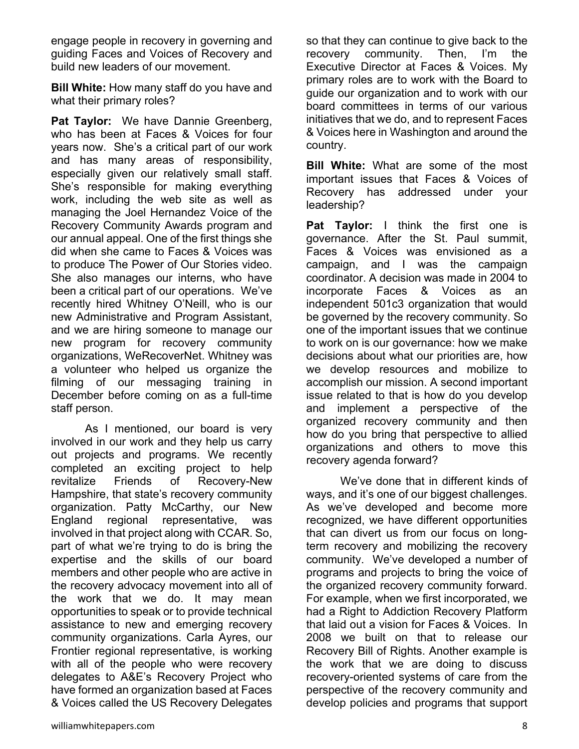engage people in recovery in governing and guiding Faces and Voices of Recovery and build new leaders of our movement.

**Bill White:** How many staff do you have and what their primary roles?

**Pat Taylor:** We have Dannie Greenberg, who has been at Faces & Voices for four years now. She's a critical part of our work and has many areas of responsibility, especially given our relatively small staff. She's responsible for making everything work, including the web site as well as managing the Joel Hernandez Voice of the Recovery Community Awards program and our annual appeal. One of the first things she did when she came to Faces & Voices was to produce The Power of Our Stories video. She also manages our interns, who have been a critical part of our operations. We've recently hired Whitney O'Neill, who is our new Administrative and Program Assistant, and we are hiring someone to manage our new program for recovery community organizations, WeRecoverNet. Whitney was a volunteer who helped us organize the filming of our messaging training in December before coming on as a full-time staff person.

As I mentioned, our board is very involved in our work and they help us carry out projects and programs. We recently completed an exciting project to help revitalize Friends of Recovery-New Hampshire, that state's recovery community organization. Patty McCarthy, our New England regional representative, was involved in that project along with CCAR. So, part of what we're trying to do is bring the expertise and the skills of our board members and other people who are active in the recovery advocacy movement into all of the work that we do. It may mean opportunities to speak or to provide technical assistance to new and emerging recovery community organizations. Carla Ayres, our Frontier regional representative, is working with all of the people who were recovery delegates to A&E's Recovery Project who have formed an organization based at Faces & Voices called the US Recovery Delegates so that they can continue to give back to the recovery community. Then, I'm the Executive Director at Faces & Voices. My primary roles are to work with the Board to guide our organization and to work with our board committees in terms of our various initiatives that we do, and to represent Faces & Voices here in Washington and around the country.

**Bill White:** What are some of the most important issues that Faces & Voices of Recovery has addressed under your leadership?

**Pat Taylor:** I think the first one is governance. After the St. Paul summit, Faces & Voices was envisioned as a campaign, and I was the campaign coordinator. A decision was made in 2004 to incorporate Faces & Voices as an independent 501c3 organization that would be governed by the recovery community. So one of the important issues that we continue to work on is our governance: how we make decisions about what our priorities are, how we develop resources and mobilize to accomplish our mission. A second important issue related to that is how do you develop and implement a perspective of the organized recovery community and then how do you bring that perspective to allied organizations and others to move this recovery agenda forward?

We've done that in different kinds of ways, and it's one of our biggest challenges. As we've developed and become more recognized, we have different opportunities that can divert us from our focus on long-term recovery and mobilizing the recovery community. We've developed a number of programs and projects to bring the voice of the organized recovery community forward. For example, when we first incorporated, we had a Right to Addiction Recovery Platform that laid out a vision for Faces & Voices. In 2008 we built on that to release our Recovery Bill of Rights. Another example is the work that we are doing to discuss recovery-oriented systems of care from the perspective of the recovery community and develop policies and programs that support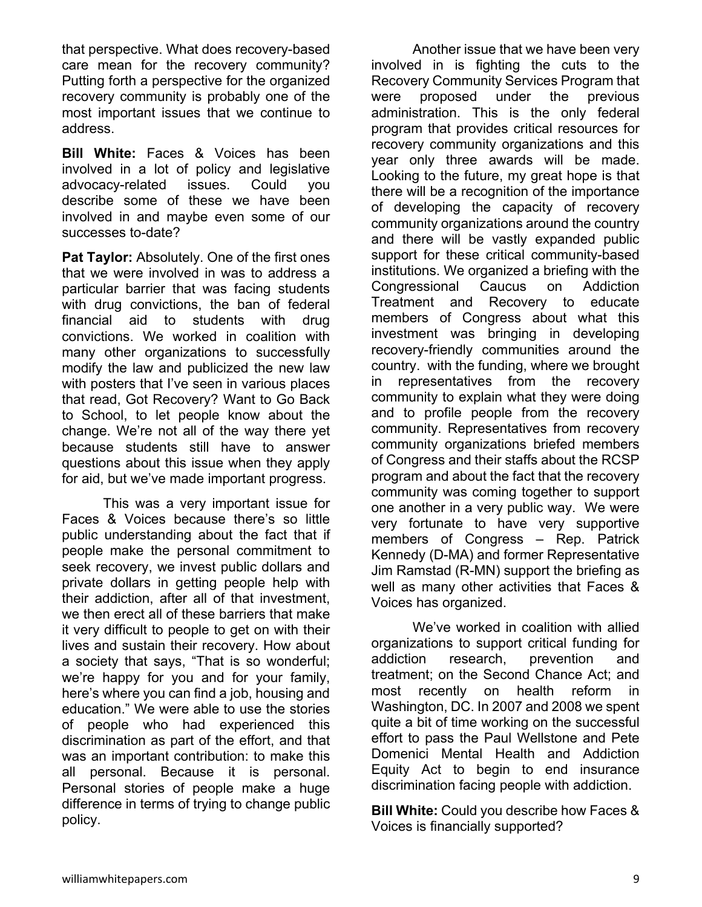that perspective. What does recovery-based care mean for the recovery community? Putting forth a perspective for the organized recovery community is probably one of the most important issues that we continue to address.

**Bill White:** Faces & Voices has been involved in a lot of policy and legislative advocacy-related issues. Could you describe some of these we have been involved in and maybe even some of our successes to-date?

**Pat Taylor:** Absolutely. One of the first ones that we were involved in was to address a particular barrier that was facing students with drug convictions, the ban of federal financial aid to students with drug convictions. We worked in coalition with many other organizations to successfully modify the law and publicized the new law with posters that I've seen in various places that read, Got Recovery? Want to Go Back to School, to let people know about the change. We're not all of the way there yet because students still have to answer questions about this issue when they apply for aid, but we've made important progress.

This was a very important issue for Faces & Voices because there's so little public understanding about the fact that if people make the personal commitment to seek recovery, we invest public dollars and private dollars in getting people help with their addiction, after all of that investment, we then erect all of these barriers that make it very difficult to people to get on with their lives and sustain their recovery. How about a society that says, "That is so wonderful; we're happy for you and for your family, here's where you can find a job, housing and education." We were able to use the stories of people who had experienced this discrimination as part of the effort, and that was an important contribution: to make this all personal. Because it is personal. Personal stories of people make a huge difference in terms of trying to change public policy.

Another issue that we have been very involved in is fighting the cuts to the Recovery Community Services Program that were proposed under the previous administration. This is the only federal program that provides critical resources for recovery community organizations and this year only three awards will be made. Looking to the future, my great hope is that there will be a recognition of the importance of developing the capacity of recovery community organizations around the country and there will be vastly expanded public support for these critical community-based institutions. We organized a briefing with the Congressional Caucus on Addiction Treatment and Recovery to educate members of Congress about what this investment was bringing in developing recovery-friendly communities around the country. with the funding, where we brought in representatives from the recovery community to explain what they were doing and to profile people from the recovery community. Representatives from recovery community organizations briefed members of Congress and their staffs about the RCSP program and about the fact that the recovery community was coming together to support one another in a very public way. We were very fortunate to have very supportive members of Congress – Rep. Patrick Kennedy (D-MA) and former Representative Jim Ramstad (R-MN) support the briefing as well as many other activities that Faces & Voices has organized.

We've worked in coalition with allied organizations to support critical funding for addiction research, prevention and treatment; on the Second Chance Act; and most recently on health reform in Washington, DC. In 2007 and 2008 we spent quite a bit of time working on the successful effort to pass the Paul Wellstone and Pete Domenici Mental Health and Addiction Equity Act to begin to end insurance discrimination facing people with addiction.

**Bill White:** Could you describe how Faces & Voices is financially supported?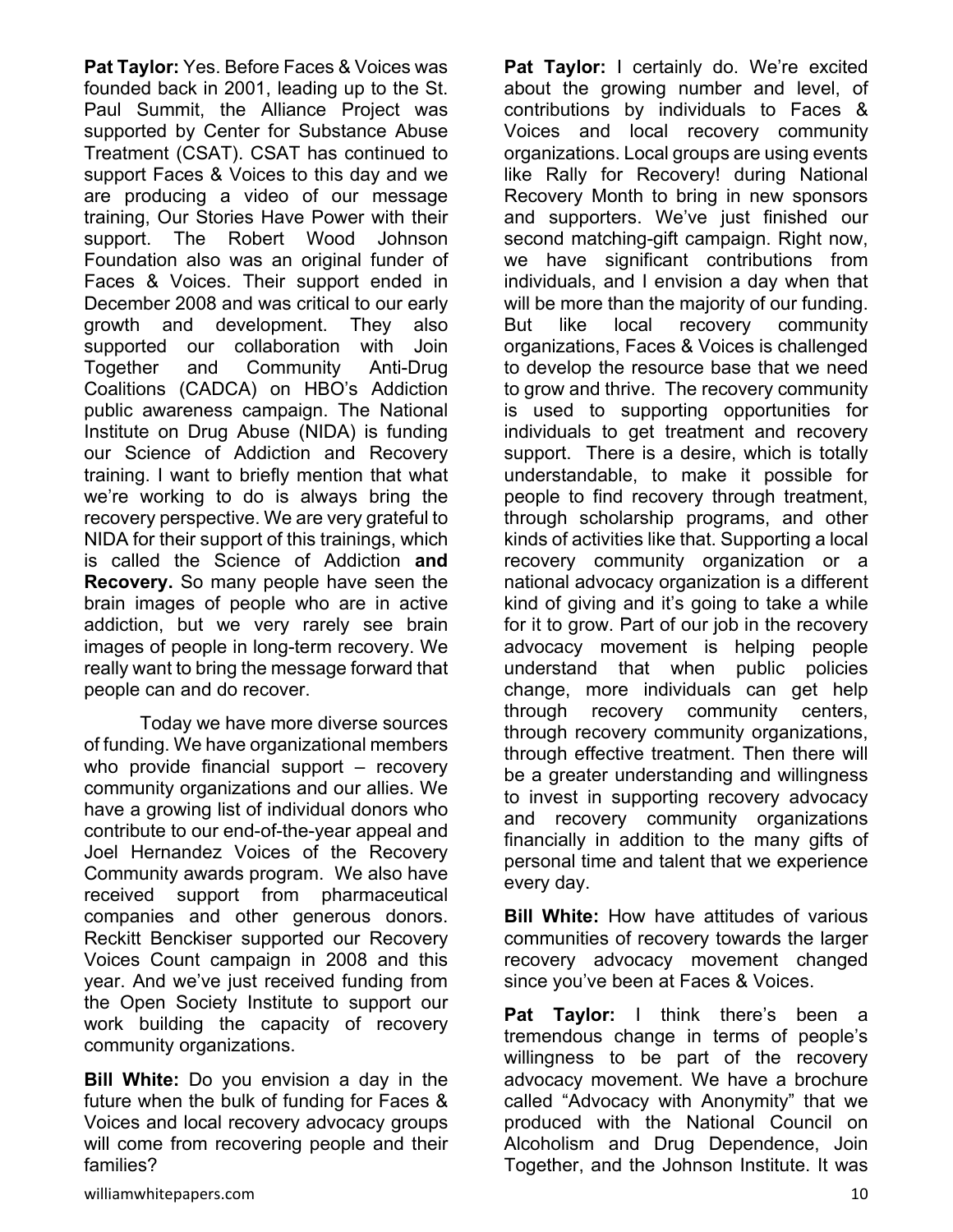**Pat Taylor:** Yes. Before Faces & Voices was founded back in 2001, leading up to the St. Paul Summit, the Alliance Project was supported by Center for Substance Abuse Treatment (CSAT). CSAT has continued to support Faces & Voices to this day and we are producing a video of our message training, Our Stories Have Power with their support. The Robert Wood Johnson Foundation also was an original funder of Faces & Voices. Their support ended in December 2008 and was critical to our early growth and development. They also supported our collaboration with Join Together and Community Anti-Drug Coalitions (CADCA) on HBO's Addiction public awareness campaign. The National Institute on Drug Abuse (NIDA) is funding our Science of Addiction and Recovery training. I want to briefly mention that what we're working to do is always bring the recovery perspective. We are very grateful to NIDA for their support of this trainings, which is called the Science of Addiction **and Recovery.** So many people have seen the brain images of people who are in active addiction, but we very rarely see brain images of people in long-term recovery. We really want to bring the message forward that people can and do recover.

Today we have more diverse sources of funding. We have organizational members who provide financial support – recovery community organizations and our allies. We have a growing list of individual donors who contribute to our end-of-the-year appeal and Joel Hernandez Voices of the Recovery Community awards program. We also have received support from pharmaceutical companies and other generous donors. Reckitt Benckiser supported our Recovery Voices Count campaign in 2008 and this year. And we've just received funding from the Open Society Institute to support our work building the capacity of recovery community organizations.

**Bill White:** Do you envision a day in the future when the bulk of funding for Faces & Voices and local recovery advocacy groups will come from recovering people and their families?

**Pat Taylor:** I certainly do. We're excited about the growing number and level, of contributions by individuals to Faces & Voices and local recovery community organizations. Local groups are using events like Rally for Recovery! during National Recovery Month to bring in new sponsors and supporters. We've just finished our second matching-gift campaign. Right now, we have significant contributions from individuals, and I envision a day when that will be more than the majority of our funding. But like local recovery community organizations, Faces & Voices is challenged to develop the resource base that we need to grow and thrive. The recovery community is used to supporting opportunities for individuals to get treatment and recovery support. There is a desire, which is totally understandable, to make it possible for people to find recovery through treatment, through scholarship programs, and other kinds of activities like that. Supporting a local recovery community organization or a national advocacy organization is a different kind of giving and it's going to take a while for it to grow. Part of our job in the recovery advocacy movement is helping people understand that when public policies change, more individuals can get help through recovery community centers, through recovery community organizations, through effective treatment. Then there will be a greater understanding and willingness to invest in supporting recovery advocacy and recovery community organizations financially in addition to the many gifts of personal time and talent that we experience every day.

**Bill White:** How have attitudes of various communities of recovery towards the larger recovery advocacy movement changed since you've been at Faces & Voices.

**Pat Taylor:** I think there's been a tremendous change in terms of people's willingness to be part of the recovery advocacy movement. We have a brochure called "Advocacy with Anonymity" that we produced with the National Council on Alcoholism and Drug Dependence, Join Together, and the Johnson Institute. It was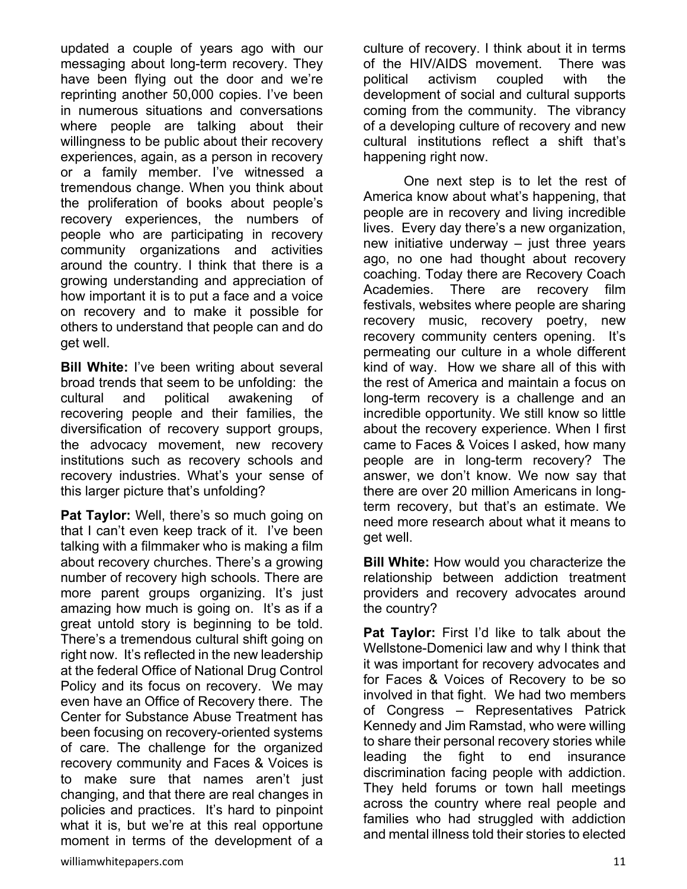updated a couple of years ago with our messaging about long-term recovery. They have been flying out the door and we're reprinting another 50,000 copies. I've been in numerous situations and conversations where people are talking about their willingness to be public about their recovery experiences, again, as a person in recovery or a family member. I've witnessed a tremendous change. When you think about the proliferation of books about people's recovery experiences, the numbers of people who are participating in recovery community organizations and activities around the country. I think that there is a growing understanding and appreciation of how important it is to put a face and a voice on recovery and to make it possible for others to understand that people can and do get well.

**Bill White:** I've been writing about several broad trends that seem to be unfolding: the cultural and political awakening of recovering people and their families, the diversification of recovery support groups, the advocacy movement, new recovery institutions such as recovery schools and recovery industries. What's your sense of this larger picture that's unfolding?

**Pat Taylor:** Well, there's so much going on that I can't even keep track of it. I've been talking with a filmmaker who is making a film about recovery churches. There's a growing number of recovery high schools. There are more parent groups organizing. It's just amazing how much is going on. It's as if a great untold story is beginning to be told. There's a tremendous cultural shift going on right now. It's reflected in the new leadership at the federal Office of National Drug Control Policy and its focus on recovery. We may even have an Office of Recovery there. The Center for Substance Abuse Treatment has been focusing on recovery-oriented systems of care. The challenge for the organized recovery community and Faces & Voices is to make sure that names aren't just changing, and that there are real changes in policies and practices. It's hard to pinpoint what it is, but we're at this real opportune moment in terms of the development of a culture of recovery. I think about it in terms of the HIV/AIDS movement. There was political activism coupled with the development of social and cultural supports coming from the community. The vibrancy of a developing culture of recovery and new cultural institutions reflect a shift that's happening right now.

One next step is to let the rest of America know about what's happening, that people are in recovery and living incredible lives. Every day there's a new organization, new initiative underway – just three years ago, no one had thought about recovery coaching. Today there are Recovery Coach Academies. There are recovery film festivals, websites where people are sharing recovery music, recovery poetry, new recovery community centers opening. It's permeating our culture in a whole different kind of way. How we share all of this with the rest of America and maintain a focus on long-term recovery is a challenge and an incredible opportunity. We still know so little about the recovery experience. When I first came to Faces & Voices I asked, how many people are in long-term recovery? The answer, we don't know. We now say that there are over 20 million Americans in long-term recovery, but that's an estimate. We need more research about what it means to get well.

**Bill White:** How would you characterize the relationship between addiction treatment providers and recovery advocates around the country?

**Pat Taylor:** First I'd like to talk about the Wellstone-Domenici law and why I think that it was important for recovery advocates and for Faces & Voices of Recovery to be so involved in that fight. We had two members of Congress – Representatives Patrick Kennedy and Jim Ramstad, who were willing to share their personal recovery stories while leading the fight to end insurance discrimination facing people with addiction. They held forums or town hall meetings across the country where real people and families who had struggled with addiction and mental illness told their stories to elected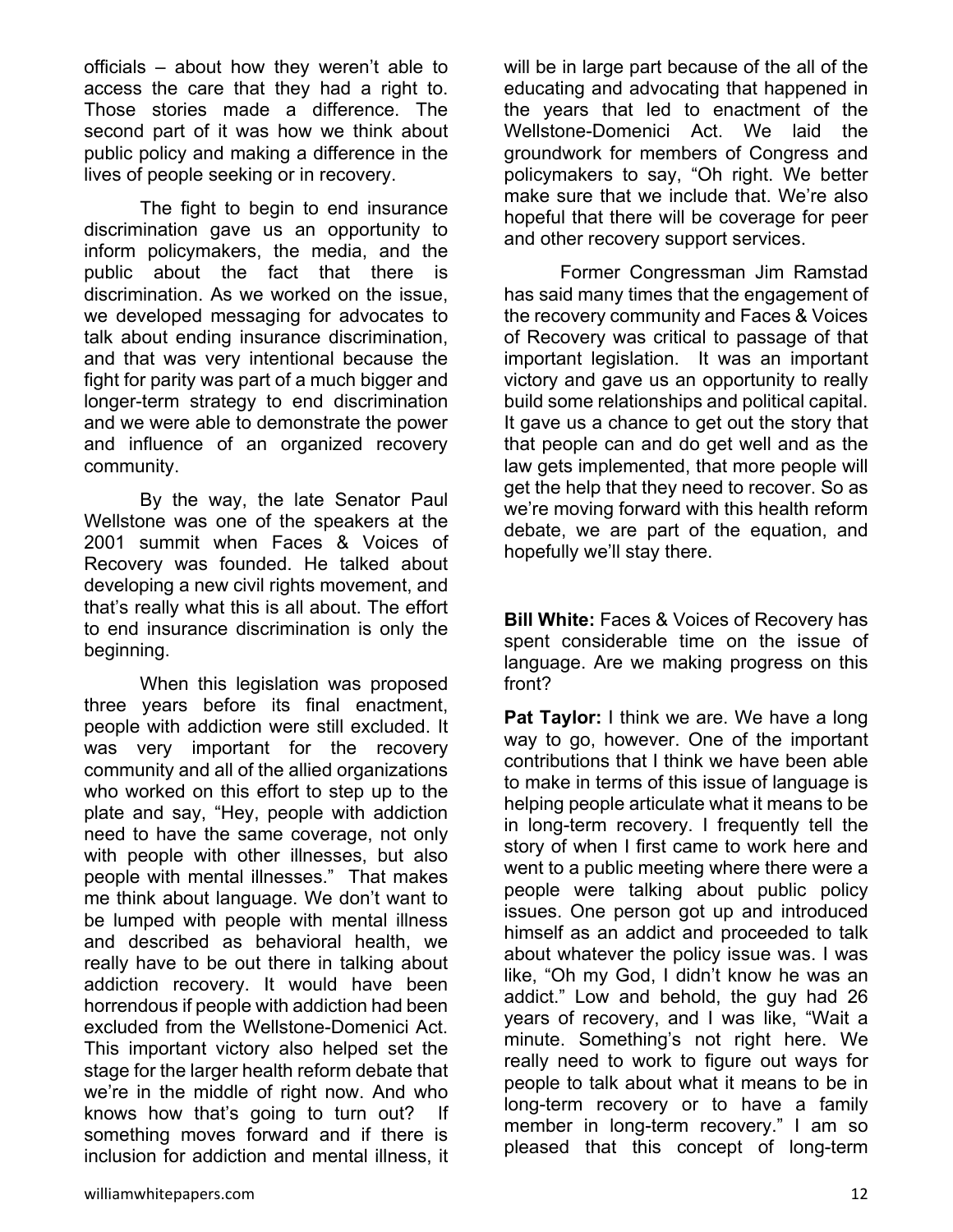officials – about how they weren't able to access the care that they had a right to. Those stories made a difference. The second part of it was how we think about public policy and making a difference in the lives of people seeking or in recovery.

The fight to begin to end insurance discrimination gave us an opportunity to inform policymakers, the media, and the public about the fact that there is discrimination. As we worked on the issue, we developed messaging for advocates to talk about ending insurance discrimination, and that was very intentional because the fight for parity was part of a much bigger and longer-term strategy to end discrimination and we were able to demonstrate the power and influence of an organized recovery community.

By the way, the late Senator Paul Wellstone was one of the speakers at the 2001 summit when Faces & Voices of Recovery was founded. He talked about developing a new civil rights movement, and that's really what this is all about. The effort to end insurance discrimination is only the beginning.

When this legislation was proposed three years before its final enactment, people with addiction were still excluded. It was very important for the recovery community and all of the allied organizations who worked on this effort to step up to the plate and say, "Hey, people with addiction need to have the same coverage, not only with people with other illnesses, but also people with mental illnesses." That makes me think about language. We don't want to be lumped with people with mental illness and described as behavioral health, we really have to be out there in talking about addiction recovery. It would have been horrendous if people with addiction had been excluded from the Wellstone-Domenici Act. This important victory also helped set the stage for the larger health reform debate that we're in the middle of right now. And who knows how that's going to turn out? If something moves forward and if there is inclusion for addiction and mental illness, it will be in large part because of the all of the educating and advocating that happened in the years that led to enactment of the Wellstone-Domenici Act. We laid the groundwork for members of Congress and policymakers to say, "Oh right. We better make sure that we include that. We're also hopeful that there will be coverage for peer and other recovery support services.

Former Congressman Jim Ramstad has said many times that the engagement of the recovery community and Faces & Voices of Recovery was critical to passage of that important legislation. It was an important victory and gave us an opportunity to really build some relationships and political capital. It gave us a chance to get out the story that that people can and do get well and as the law gets implemented, that more people will get the help that they need to recover. So as we're moving forward with this health reform debate, we are part of the equation, and hopefully we'll stay there.

**Bill White:** Faces & Voices of Recovery has spent considerable time on the issue of language. Are we making progress on this front?

**Pat Taylor:** I think we are. We have a long way to go, however. One of the important contributions that I think we have been able to make in terms of this issue of language is helping people articulate what it means to be in long-term recovery. I frequently tell the story of when I first came to work here and went to a public meeting where there were a people were talking about public policy issues. One person got up and introduced himself as an addict and proceeded to talk about whatever the policy issue was. I was like, "Oh my God, I didn't know he was an addict." Low and behold, the guy had 26 years of recovery, and I was like, "Wait a minute. Something's not right here. We really need to work to figure out ways for people to talk about what it means to be in long-term recovery or to have a family member in long-term recovery." I am so pleased that this concept of long-term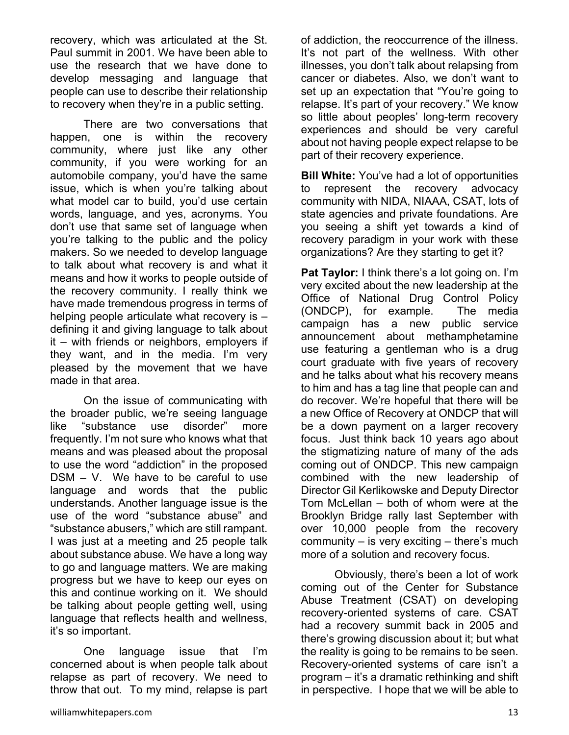recovery, which was articulated at the St. Paul summit in 2001. We have been able to use the research that we have done to develop messaging and language that people can use to describe their relationship to recovery when they're in a public setting.

There are two conversations that happen, one is within the recovery community, where just like any other community, if you were working for an automobile company, you'd have the same issue, which is when you're talking about what model car to build, you'd use certain words, language, and yes, acronyms. You don't use that same set of language when you're talking to the public and the policy makers. So we needed to develop language to talk about what recovery is and what it means and how it works to people outside of the recovery community. I really think we have made tremendous progress in terms of helping people articulate what recovery is – defining it and giving language to talk about it – with friends or neighbors, employers if they want, and in the media. I'm very pleased by the movement that we have made in that area.

On the issue of communicating with the broader public, we're seeing language like "substance use disorder" more frequently. I'm not sure who knows what that means and was pleased about the proposal to use the word "addiction" in the proposed DSM – V. We have to be careful to use language and words that the public understands. Another language issue is the use of the word "substance abuse" and "substance abusers," which are still rampant. I was just at a meeting and 25 people talk about substance abuse. We have a long way to go and language matters. We are making progress but we have to keep our eyes on this and continue working on it. We should be talking about people getting well, using language that reflects health and wellness, it's so important.

One language issue that I'm concerned about is when people talk about relapse as part of recovery. We need to throw that out. To my mind, relapse is part of addiction, the reoccurrence of the illness. It's not part of the wellness. With other illnesses, you don't talk about relapsing from cancer or diabetes. Also, we don't want to set up an expectation that "You're going to relapse. It's part of your recovery." We know so little about peoples' long-term recovery experiences and should be very careful about not having people expect relapse to be part of their recovery experience.

**Bill White:** You've had a lot of opportunities to represent the recovery advocacy community with NIDA, NIAAA, CSAT, lots of state agencies and private foundations. Are you seeing a shift yet towards a kind of recovery paradigm in your work with these organizations? Are they starting to get it?

**Pat Taylor:** I think there's a lot going on. I'm very excited about the new leadership at the Office of National Drug Control Policy (ONDCP), for example. The media campaign has a new public service announcement about methamphetamine use featuring a gentleman who is a drug court graduate with five years of recovery and he talks about what his recovery means to him and has a tag line that people can and do recover. We're hopeful that there will be a new Office of Recovery at ONDCP that will be a down payment on a larger recovery focus. Just think back 10 years ago about the stigmatizing nature of many of the ads coming out of ONDCP. This new campaign combined with the new leadership of Director Gil Kerlikowske and Deputy Director Tom McLellan – both of whom were at the Brooklyn Bridge rally last September with over 10,000 people from the recovery community – is very exciting – there's much more of a solution and recovery focus.

Obviously, there's been a lot of work coming out of the Center for Substance Abuse Treatment (CSAT) on developing recovery-oriented systems of care. CSAT had a recovery summit back in 2005 and there's growing discussion about it; but what the reality is going to be remains to be seen. Recovery-oriented systems of care isn't a program – it's a dramatic rethinking and shift in perspective. I hope that we will be able to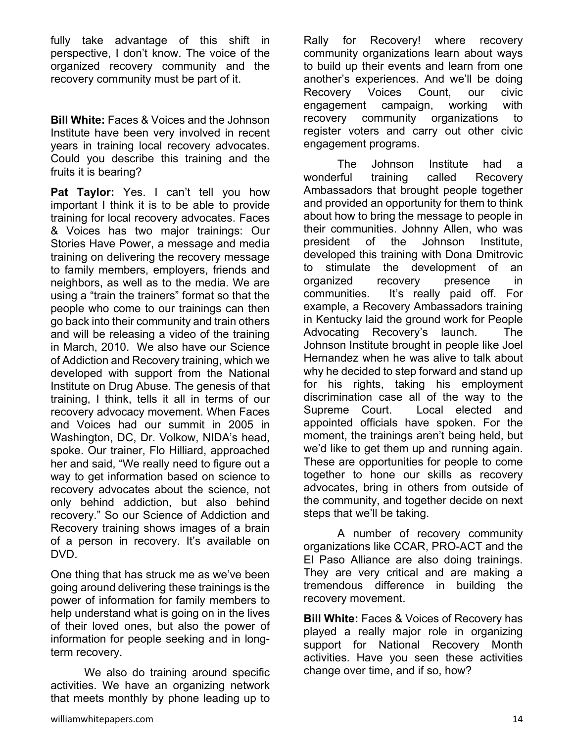fully take advantage of this shift in perspective, I don't know. The voice of the organized recovery community and the recovery community must be part of it.

**Bill White:** Faces & Voices and the Johnson Institute have been very involved in recent years in training local recovery advocates. Could you describe this training and the fruits it is bearing?

**Pat Taylor:** Yes. I can't tell you how important I think it is to be able to provide training for local recovery advocates. Faces & Voices has two major trainings: Our Stories Have Power, a message and media training on delivering the recovery message to family members, employers, friends and neighbors, as well as to the media. We are using a "train the trainers" format so that the people who come to our trainings can then go back into their community and train others and will be releasing a video of the training in March, 2010. We also have our Science of Addiction and Recovery training, which we developed with support from the National Institute on Drug Abuse. The genesis of that training, I think, tells it all in terms of our recovery advocacy movement. When Faces and Voices had our summit in 2005 in Washington, DC, Dr. Volkow, NIDA's head, spoke. Our trainer, Flo Hilliard, approached her and said, "We really need to figure out a way to get information based on science to recovery advocates about the science, not only behind addiction, but also behind recovery." So our Science of Addiction and Recovery training shows images of a brain of a person in recovery. It's available on DVD.

One thing that has struck me as we've been going around delivering these trainings is the power of information for family members to help understand what is going on in the lives of their loved ones, but also the power of information for people seeking and in long-term recovery.

We also do training around specific activities. We have an organizing network that meets monthly by phone leading up to Rally for Recovery! where recovery community organizations learn about ways to build up their events and learn from one another's experiences. And we'll be doing Recovery Voices Count, our civic engagement campaign, working with recovery community organizations to register voters and carry out other civic engagement programs.

The Johnson Institute had a wonderful training called Recovery Ambassadors that brought people together and provided an opportunity for them to think about how to bring the message to people in their communities. Johnny Allen, who was president of the Johnson Institute, developed this training with Dona Dmitrovic to stimulate the development of an organized recovery presence in communities. It's really paid off. For example, a Recovery Ambassadors training in Kentucky laid the ground work for People Advocating Recovery's launch. The Johnson Institute brought in people like Joel Hernandez when he was alive to talk about why he decided to step forward and stand up for his rights, taking his employment discrimination case all of the way to the Supreme Court. Local elected and appointed officials have spoken. For the moment, the trainings aren't being held, but we'd like to get them up and running again. These are opportunities for people to come together to hone our skills as recovery advocates, bring in others from outside of the community, and together decide on next steps that we'll be taking.

A number of recovery community organizations like CCAR, PRO-ACT and the El Paso Alliance are also doing trainings. They are very critical and are making a tremendous difference in building the recovery movement.

**Bill White:** Faces & Voices of Recovery has played a really major role in organizing support for National Recovery Month activities. Have you seen these activities change over time, and if so, how?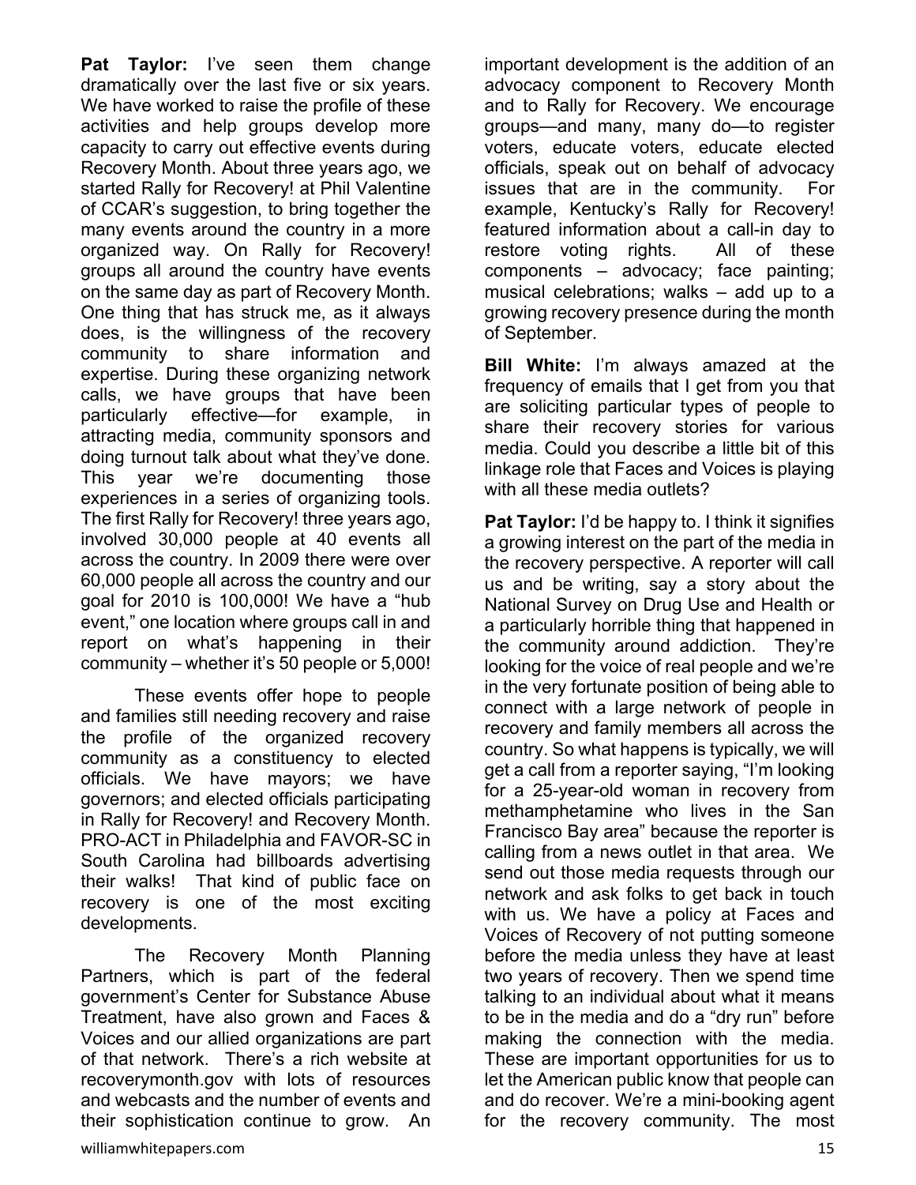**Pat Taylor:** I've seen them change dramatically over the last five or six years. We have worked to raise the profile of these activities and help groups develop more capacity to carry out effective events during Recovery Month. About three years ago, we started Rally for Recovery! at Phil Valentine of CCAR's suggestion, to bring together the many events around the country in a more organized way. On Rally for Recovery! groups all around the country have events on the same day as part of Recovery Month. One thing that has struck me, as it always does, is the willingness of the recovery community to share information and expertise. During these organizing network calls, we have groups that have been particularly effective—for example, in attracting media, community sponsors and doing turnout talk about what they've done. This year we're documenting those experiences in a series of organizing tools. The first Rally for Recovery! three years ago, involved 30,000 people at 40 events all across the country. In 2009 there were over 60,000 people all across the country and our goal for 2010 is 100,000! We have a "hub event," one location where groups call in and report on what's happening in their community – whether it's 50 people or 5,000!

These events offer hope to people and families still needing recovery and raise the profile of the organized recovery community as a constituency to elected officials. We have mayors; we have governors; and elected officials participating in Rally for Recovery! and Recovery Month. PRO-ACT in Philadelphia and FAVOR-SC in South Carolina had billboards advertising their walks! That kind of public face on recovery is one of the most exciting developments.

The Recovery Month Planning Partners, which is part of the federal government's Center for Substance Abuse Treatment, have also grown and Faces & Voices and our allied organizations are part of that network. There's a rich website at recoverymonth.gov with lots of resources and webcasts and the number of events and their sophistication continue to grow. An important development is the addition of an advocacy component to Recovery Month and to Rally for Recovery. We encourage groups—and many, many do—to register voters, educate voters, educate elected officials, speak out on behalf of advocacy issues that are in the community. For example, Kentucky's Rally for Recovery! featured information about a call-in day to restore voting rights. All of these components – advocacy; face painting; musical celebrations; walks – add up to a growing recovery presence during the month of September.

**Bill White:** I'm always amazed at the frequency of emails that I get from you that are soliciting particular types of people to share their recovery stories for various media. Could you describe a little bit of this linkage role that Faces and Voices is playing with all these media outlets?

**Pat Taylor:** I'd be happy to. I think it signifies a growing interest on the part of the media in the recovery perspective. A reporter will call us and be writing, say a story about the National Survey on Drug Use and Health or a particularly horrible thing that happened in the community around addiction. They're looking for the voice of real people and we're in the very fortunate position of being able to connect with a large network of people in recovery and family members all across the country. So what happens is typically, we will get a call from a reporter saying, "I'm looking for a 25-year-old woman in recovery from methamphetamine who lives in the San Francisco Bay area" because the reporter is calling from a news outlet in that area. We send out those media requests through our network and ask folks to get back in touch with us. We have a policy at Faces and Voices of Recovery of not putting someone before the media unless they have at least two years of recovery. Then we spend time talking to an individual about what it means to be in the media and do a "dry run" before making the connection with the media. These are important opportunities for us to let the American public know that people can and do recover. We're a mini-booking agent for the recovery community. The most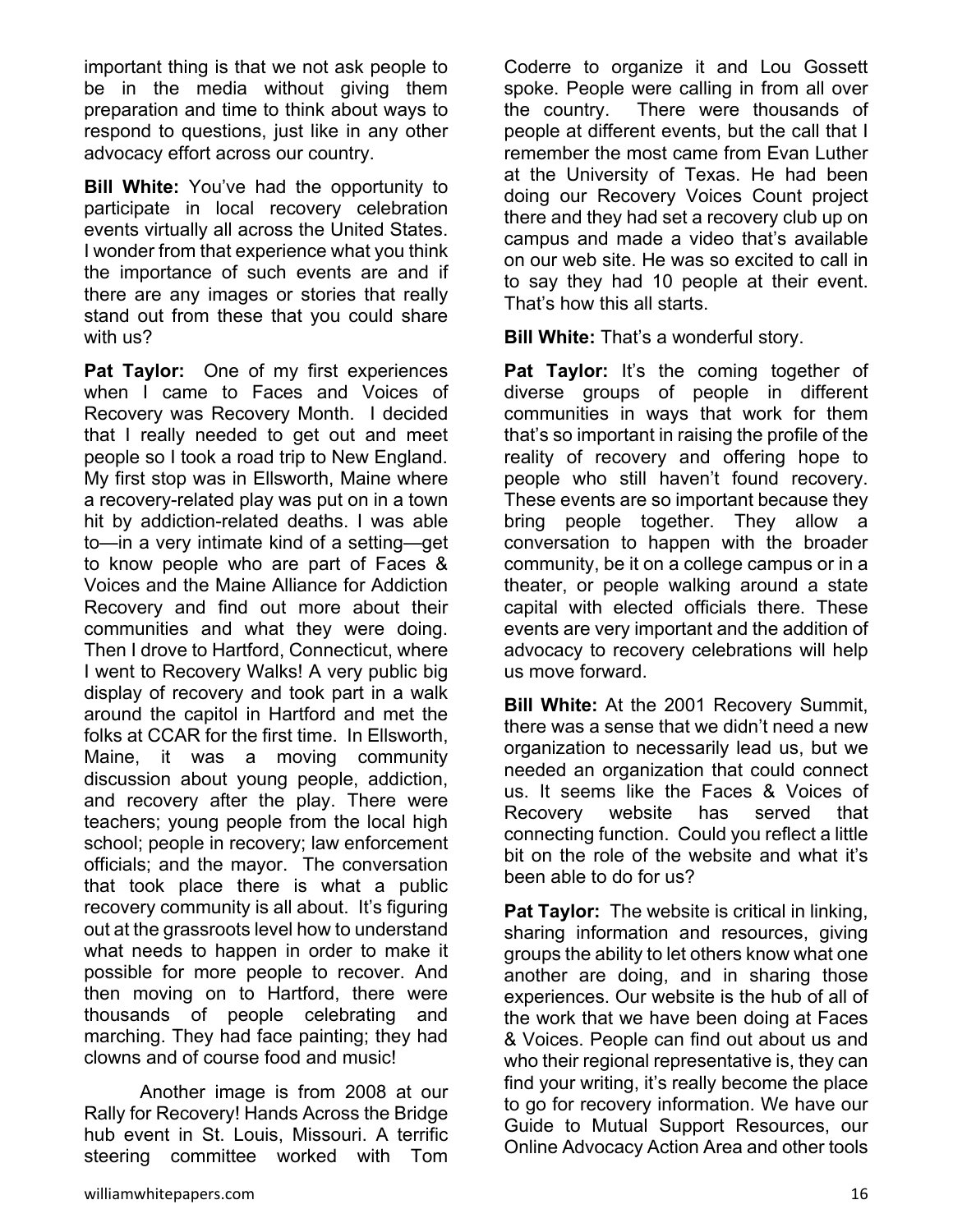important thing is that we not ask people to be in the media without giving them preparation and time to think about ways to respond to questions, just like in any other advocacy effort across our country.

**Bill White:** You've had the opportunity to participate in local recovery celebration events virtually all across the United States. I wonder from that experience what you think the importance of such events are and if there are any images or stories that really stand out from these that you could share with us?

**Pat Taylor:** One of my first experiences when I came to Faces and Voices of Recovery was Recovery Month. I decided that I really needed to get out and meet people so I took a road trip to New England. My first stop was in Ellsworth, Maine where a recovery-related play was put on in a town hit by addiction-related deaths. I was able to—in a very intimate kind of a setting—get to know people who are part of Faces & Voices and the Maine Alliance for Addiction Recovery and find out more about their communities and what they were doing. Then I drove to Hartford, Connecticut, where I went to Recovery Walks! A very public big display of recovery and took part in a walk around the capitol in Hartford and met the folks at CCAR for the first time. In Ellsworth, Maine, it was a moving community discussion about young people, addiction, and recovery after the play. There were teachers; young people from the local high school; people in recovery; law enforcement officials; and the mayor. The conversation that took place there is what a public recovery community is all about. It's figuring out at the grassroots level how to understand what needs to happen in order to make it possible for more people to recover. And then moving on to Hartford, there were thousands of people celebrating and marching. They had face painting; they had clowns and of course food and music!

Another image is from 2008 at our Rally for Recovery! Hands Across the Bridge hub event in St. Louis, Missouri. A terrific steering committee worked with Tom Coderre to organize it and Lou Gossett spoke. People were calling in from all over the country. There were thousands of people at different events, but the call that I remember the most came from Evan Luther at the University of Texas. He had been doing our Recovery Voices Count project there and they had set a recovery club up on campus and made a video that's available on our web site. He was so excited to call in to say they had 10 people at their event. That's how this all starts.

**Bill White:** That's a wonderful story.

**Pat Taylor:** It's the coming together of diverse groups of people in different communities in ways that work for them that's so important in raising the profile of the reality of recovery and offering hope to people who still haven't found recovery. These events are so important because they bring people together. They allow a conversation to happen with the broader community, be it on a college campus or in a theater, or people walking around a state capital with elected officials there. These events are very important and the addition of advocacy to recovery celebrations will help us move forward.

**Bill White:** At the 2001 Recovery Summit, there was a sense that we didn't need a new organization to necessarily lead us, but we needed an organization that could connect us. It seems like the Faces & Voices of Recovery website has served that connecting function. Could you reflect a little bit on the role of the website and what it's been able to do for us?

**Pat Taylor:** The website is critical in linking, sharing information and resources, giving groups the ability to let others know what one another are doing, and in sharing those experiences. Our website is the hub of all of the work that we have been doing at Faces & Voices. People can find out about us and who their regional representative is, they can find your writing, it's really become the place to go for recovery information. We have our Guide to Mutual Support Resources, our Online Advocacy Action Area and other tools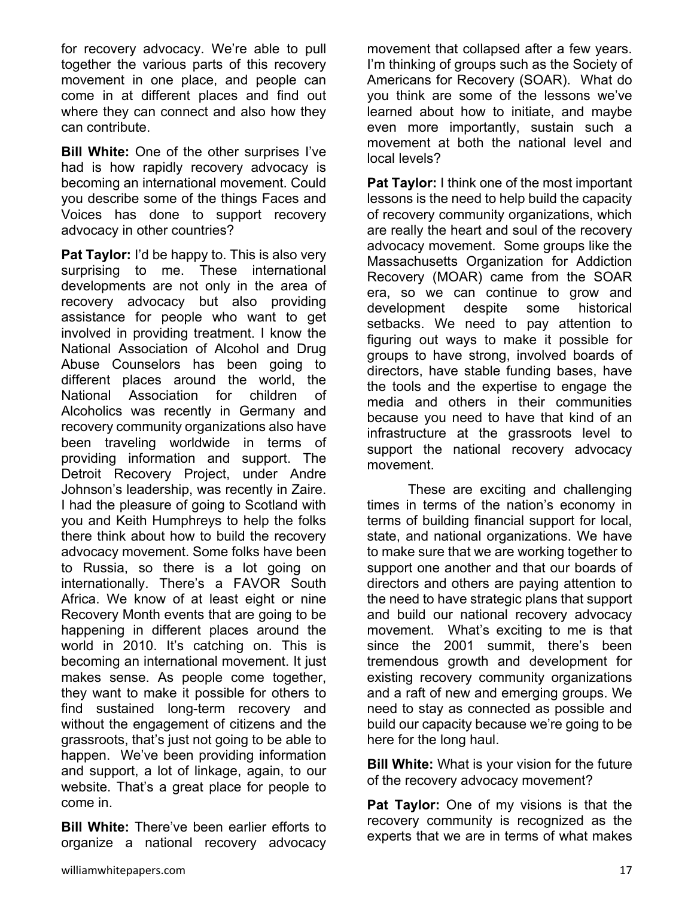for recovery advocacy. We're able to pull together the various parts of this recovery movement in one place, and people can come in at different places and find out where they can connect and also how they can contribute.

**Bill White:** One of the other surprises I've had is how rapidly recovery advocacy is becoming an international movement. Could you describe some of the things Faces and Voices has done to support recovery advocacy in other countries?

**Pat Taylor:** I'd be happy to. This is also very surprising to me. These international developments are not only in the area of recovery advocacy but also providing assistance for people who want to get involved in providing treatment. I know the National Association of Alcohol and Drug Abuse Counselors has been going to different places around the world, the National Association for children of Alcoholics was recently in Germany and recovery community organizations also have been traveling worldwide in terms of providing information and support. The Detroit Recovery Project, under Andre Johnson's leadership, was recently in Zaire. I had the pleasure of going to Scotland with you and Keith Humphreys to help the folks there think about how to build the recovery advocacy movement. Some folks have been to Russia, so there is a lot going on internationally. There's a FAVOR South Africa. We know of at least eight or nine Recovery Month events that are going to be happening in different places around the world in 2010. It's catching on. This is becoming an international movement. It just makes sense. As people come together, they want to make it possible for others to find sustained long-term recovery and without the engagement of citizens and the grassroots, that's just not going to be able to happen. We've been providing information and support, a lot of linkage, again, to our website. That's a great place for people to come in.

**Bill White:** There've been earlier efforts to organize a national recovery advocacy movement that collapsed after a few years. I'm thinking of groups such as the Society of Americans for Recovery (SOAR). What do you think are some of the lessons we've learned about how to initiate, and maybe even more importantly, sustain such a movement at both the national level and local levels?

**Pat Taylor:** I think one of the most important lessons is the need to help build the capacity of recovery community organizations, which are really the heart and soul of the recovery advocacy movement. Some groups like the Massachusetts Organization for Addiction Recovery (MOAR) came from the SOAR era, so we can continue to grow and development despite some historical setbacks. We need to pay attention to figuring out ways to make it possible for groups to have strong, involved boards of directors, have stable funding bases, have the tools and the expertise to engage the media and others in their communities because you need to have that kind of an infrastructure at the grassroots level to support the national recovery advocacy movement.

These are exciting and challenging times in terms of the nation's economy in terms of building financial support for local, state, and national organizations. We have to make sure that we are working together to support one another and that our boards of directors and others are paying attention to the need to have strategic plans that support and build our national recovery advocacy movement. What's exciting to me is that since the 2001 summit, there's been tremendous growth and development for existing recovery community organizations and a raft of new and emerging groups. We need to stay as connected as possible and build our capacity because we're going to be here for the long haul.

**Bill White:** What is your vision for the future of the recovery advocacy movement?

**Pat Taylor:** One of my visions is that the recovery community is recognized as the experts that we are in terms of what makes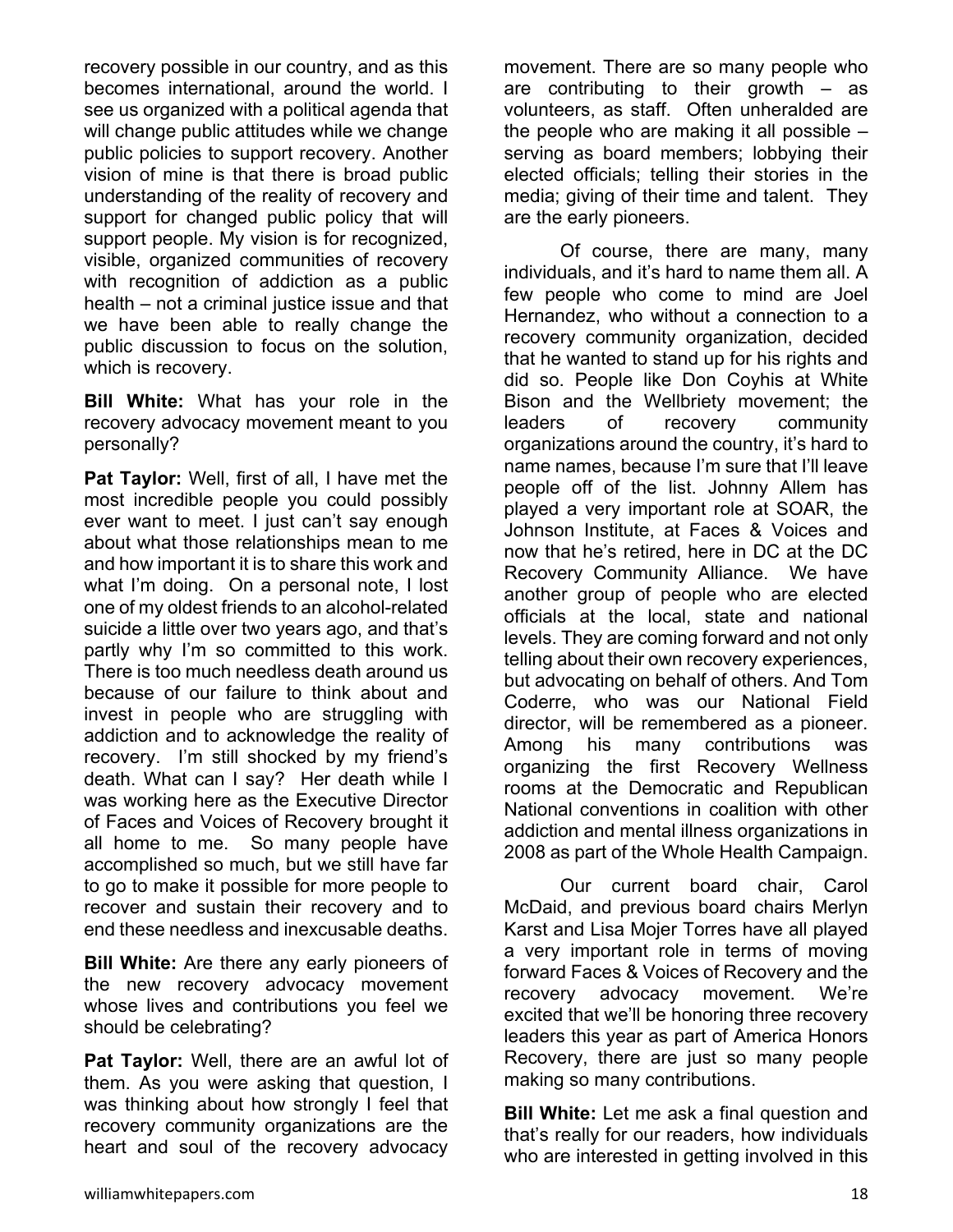recovery possible in our country, and as this becomes international, around the world. I see us organized with a political agenda that will change public attitudes while we change public policies to support recovery. Another vision of mine is that there is broad public understanding of the reality of recovery and support for changed public policy that will support people. My vision is for recognized, visible, organized communities of recovery with recognition of addiction as a public health – not a criminal justice issue and that we have been able to really change the public discussion to focus on the solution, which is recovery.

**Bill White:** What has your role in the recovery advocacy movement meant to you personally?

**Pat Taylor:** Well, first of all, I have met the most incredible people you could possibly ever want to meet. I just can't say enough about what those relationships mean to me and how important it is to share this work and what I'm doing. On a personal note, I lost one of my oldest friends to an alcohol-related suicide a little over two years ago, and that's partly why I'm so committed to this work. There is too much needless death around us because of our failure to think about and invest in people who are struggling with addiction and to acknowledge the reality of recovery. I'm still shocked by my friend's death. What can I say? Her death while I was working here as the Executive Director of Faces and Voices of Recovery brought it all home to me. So many people have accomplished so much, but we still have far to go to make it possible for more people to recover and sustain their recovery and to end these needless and inexcusable deaths.

**Bill White:** Are there any early pioneers of the new recovery advocacy movement whose lives and contributions you feel we should be celebrating?

**Pat Taylor:** Well, there are an awful lot of them. As you were asking that question, I was thinking about how strongly I feel that recovery community organizations are the heart and soul of the recovery advocacy movement. There are so many people who are contributing to their growth – as volunteers, as staff. Often unheralded are the people who are making it all possible – serving as board members; lobbying their elected officials; telling their stories in the media; giving of their time and talent. They are the early pioneers.

Of course, there are many, many individuals, and it's hard to name them all. A few people who come to mind are Joel Hernandez, who without a connection to a recovery community organization, decided that he wanted to stand up for his rights and did so. People like Don Coyhis at White Bison and the Wellbriety movement; the leaders of recovery community organizations around the country, it's hard to name names, because I'm sure that I'll leave people off of the list. Johnny Allem has played a very important role at SOAR, the Johnson Institute, at Faces & Voices and now that he's retired, here in DC at the DC Recovery Community Alliance. We have another group of people who are elected officials at the local, state and national levels. They are coming forward and not only telling about their own recovery experiences, but advocating on behalf of others. And Tom Coderre, who was our National Field director, will be remembered as a pioneer. Among his many contributions was organizing the first Recovery Wellness rooms at the Democratic and Republican National conventions in coalition with other addiction and mental illness organizations in 2008 as part of the Whole Health Campaign.

Our current board chair, Carol McDaid, and previous board chairs Merlyn Karst and Lisa Mojer Torres have all played a very important role in terms of moving forward Faces & Voices of Recovery and the recovery advocacy movement. We're excited that we'll be honoring three recovery leaders this year as part of America Honors Recovery, there are just so many people making so many contributions.

**Bill White:** Let me ask a final question and that's really for our readers, how individuals who are interested in getting involved in this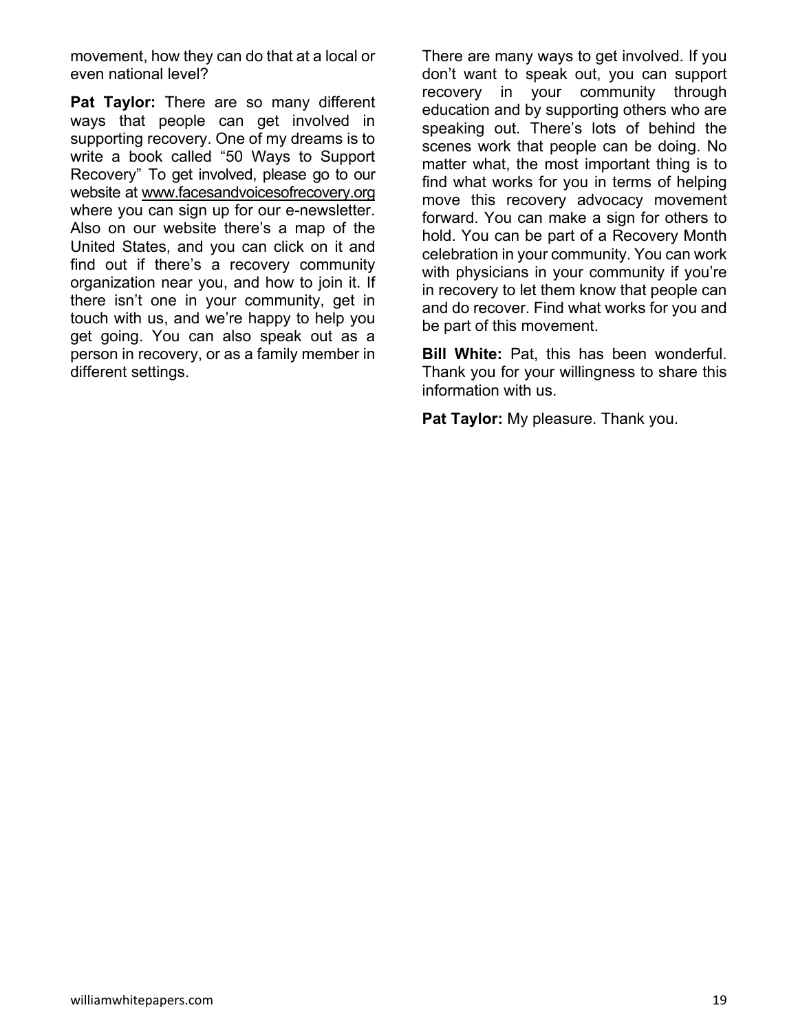movement, how they can do that at a local or even national level?

**Pat Taylor:** There are so many different ways that people can get involved in supporting recovery. One of my dreams is to write a book called "50 Ways to Support Recovery" To get involved, please go to our website at www.facesandvoicesofrecovery.org where you can sign up for our e-newsletter. Also on our website there's a map of the United States, and you can click on it and find out if there's a recovery community organization near you, and how to join it. If there isn't one in your community, get in touch with us, and we're happy to help you get going. You can also speak out as a person in recovery, or as a family member in different settings.

There are many ways to get involved. If you don't want to speak out, you can support recovery in your community through education and by supporting others who are speaking out. There's lots of behind the scenes work that people can be doing. No matter what, the most important thing is to find what works for you in terms of helping move this recovery advocacy movement forward. You can make a sign for others to hold. You can be part of a Recovery Month celebration in your community. You can work with physicians in your community if you're in recovery to let them know that people can and do recover. Find what works for you and be part of this movement.

**Bill White:** Pat, this has been wonderful. Thank you for your willingness to share this information with us.

**Pat Taylor:** My pleasure. Thank you.